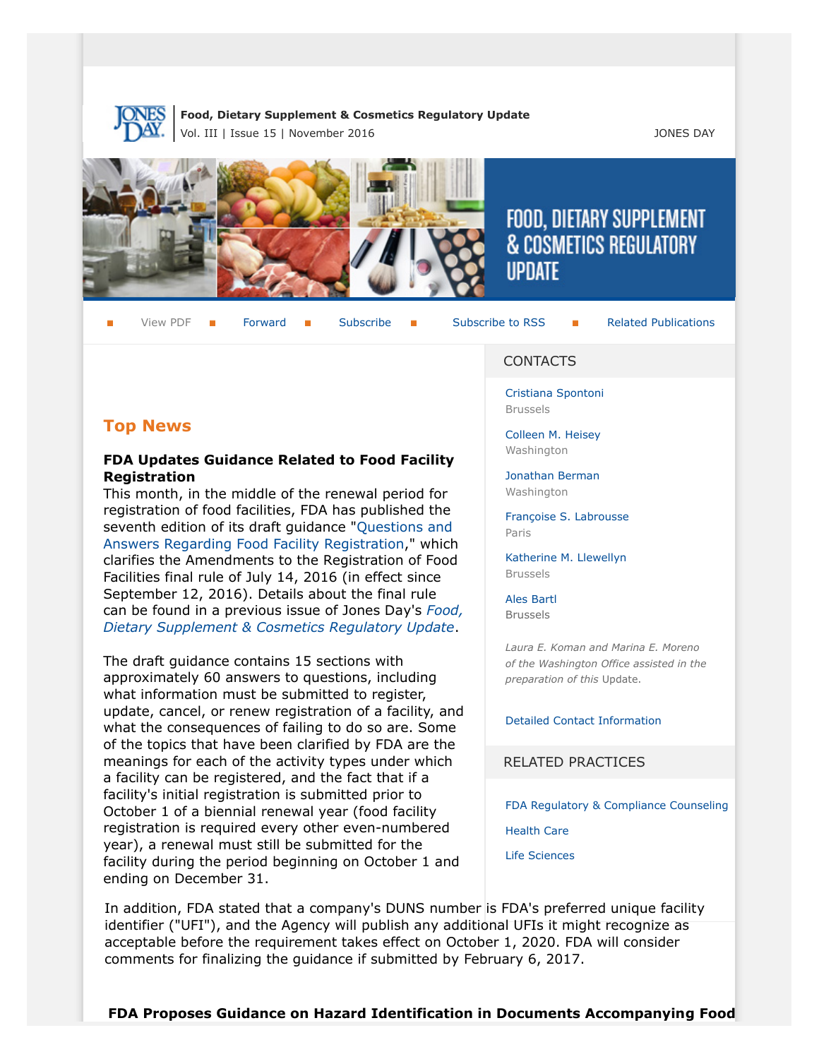**Food, Dietary Supplement & Cosmetics Regulatory Update**
Vol. III | Issue 15 | November 2016

JONES DAY

# FOOD, DIETARY SUPPLEMENT & COSMETICS REGULATORY UPDATE

View PDF | Forward | Subscribe | Subscribe to RSS | Related Publications

## Top News

**FDA Updates Guidance Related to Food Facility Registration**

This month, in the middle of the renewal period for registration of food facilities, FDA has published the seventh edition of its draft guidance "Questions and Answers Regarding Food Facility Registration," which clarifies the Amendments to the Registration of Food Facilities final rule of July 14, 2016 (in effect since September 12, 2016). Details about the final rule can be found in a previous issue of Jones Day's *Food, Dietary Supplement & Cosmetics Regulatory Update*.

The draft guidance contains 15 sections with approximately 60 answers to questions, including what information must be submitted to register, update, cancel, or renew registration of a facility, and what the consequences of failing to do so are. Some of the topics that have been clarified by FDA are the meanings for each of the activity types under which a facility can be registered, and the fact that if a facility's initial registration is submitted prior to October 1 of a biennial renewal year (food facility registration is required every other even-numbered year), a renewal must still be submitted for the facility during the period beginning on October 1 and ending on December 31.

In addition, FDA stated that a company's DUNS number is FDA's preferred unique facility identifier ("UFI"), and the Agency will publish any additional UFIs it might recognize as acceptable before the requirement takes effect on October 1, 2020. FDA will consider comments for finalizing the guidance if submitted by February 6, 2017.

**FDA Proposes Guidance on Hazard Identification in Documents Accompanying Food**

## CONTACTS

Cristiana Spontoni
Brussels

Colleen M. Heisey
Washington

Jonathan Berman
Washington

Françoise S. Labrousse
Paris

Katherine M. Llewellyn
Brussels

Ales Bartl
Brussels

*Laura E. Koman and Marina E. Moreno of the Washington Office assisted in the preparation of this* Update.

Detailed Contact Information

## RELATED PRACTICES

FDA Regulatory & Compliance Counseling

Health Care

Life Sciences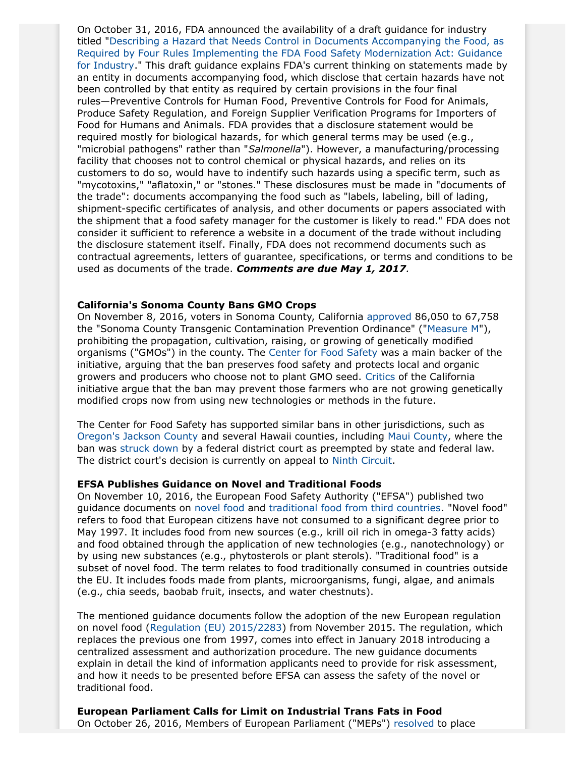On October 31, 2016, FDA announced the availability of a draft guidance for industry titled "Describing a Hazard that Needs Control in Documents Accompanying the Food, as Required by Four Rules Implementing the FDA Food Safety Modernization Act: Guidance for Industry." This draft guidance explains FDA's current thinking on statements made by an entity in documents accompanying food, which disclose that certain hazards have not been controlled by that entity as required by certain provisions in the four final rules—Preventive Controls for Human Food, Preventive Controls for Food for Animals, Produce Safety Regulation, and Foreign Supplier Verification Programs for Importers of Food for Humans and Animals. FDA provides that a disclosure statement would be required mostly for biological hazards, for which general terms may be used (e.g., "microbial pathogens" rather than "*Salmonella*"). However, a manufacturing/processing facility that chooses not to control chemical or physical hazards, and relies on its customers to do so, would have to indentify such hazards using a specific term, such as "mycotoxins," "aflatoxin," or "stones." These disclosures must be made in "documents of the trade": documents accompanying the food such as "labels, labeling, bill of lading, shipment-specific certificates of analysis, and other documents or papers associated with the shipment that a food safety manager for the customer is likely to read." FDA does not consider it sufficient to reference a website in a document of the trade without including the disclosure statement itself. Finally, FDA does not recommend documents such as contractual agreements, letters of guarantee, specifications, or terms and conditions to be used as documents of the trade. ***Comments are due May 1, 2017***.

**California's Sonoma County Bans GMO Crops**

On November 8, 2016, voters in Sonoma County, California approved 86,050 to 67,758 the "Sonoma County Transgenic Contamination Prevention Ordinance" ("Measure M"), prohibiting the propagation, cultivation, raising, or growing of genetically modified organisms ("GMOs") in the county. The Center for Food Safety was a main backer of the initiative, arguing that the ban preserves food safety and protects local and organic growers and producers who choose not to plant GMO seed. Critics of the California initiative argue that the ban may prevent those farmers who are not growing genetically modified crops now from using new technologies or methods in the future.

The Center for Food Safety has supported similar bans in other jurisdictions, such as Oregon's Jackson County and several Hawaii counties, including Maui County, where the ban was struck down by a federal district court as preempted by state and federal law. The district court's decision is currently on appeal to Ninth Circuit.

**EFSA Publishes Guidance on Novel and Traditional Foods**

On November 10, 2016, the European Food Safety Authority ("EFSA") published two guidance documents on novel food and traditional food from third countries. "Novel food" refers to food that European citizens have not consumed to a significant degree prior to May 1997. It includes food from new sources (e.g., krill oil rich in omega-3 fatty acids) and food obtained through the application of new technologies (e.g., nanotechnology) or by using new substances (e.g., phytosterols or plant sterols). "Traditional food" is a subset of novel food. The term relates to food traditionally consumed in countries outside the EU. It includes foods made from plants, microorganisms, fungi, algae, and animals (e.g., chia seeds, baobab fruit, insects, and water chestnuts).

The mentioned guidance documents follow the adoption of the new European regulation on novel food (Regulation (EU) 2015/2283) from November 2015. The regulation, which replaces the previous one from 1997, comes into effect in January 2018 introducing a centralized assessment and authorization procedure. The new guidance documents explain in detail the kind of information applicants need to provide for risk assessment, and how it needs to be presented before EFSA can assess the safety of the novel or traditional food.

**European Parliament Calls for Limit on Industrial Trans Fats in Food**

On October 26, 2016, Members of European Parliament ("MEPs") resolved to place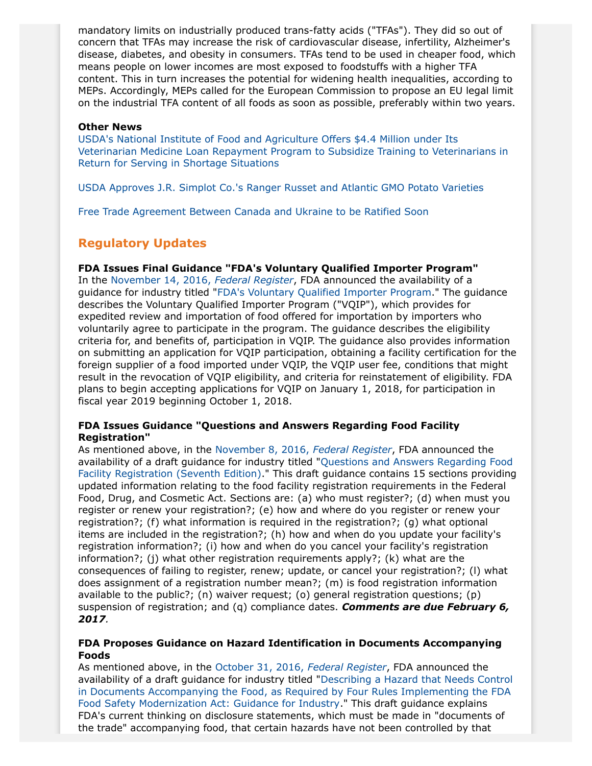mandatory limits on industrially produced trans-fatty acids ("TFAs"). They did so out of concern that TFAs may increase the risk of cardiovascular disease, infertility, Alzheimer's disease, diabetes, and obesity in consumers. TFAs tend to be used in cheaper food, which means people on lower incomes are most exposed to foodstuffs with a higher TFA content. This in turn increases the potential for widening health inequalities, according to MEPs. Accordingly, MEPs called for the European Commission to propose an EU legal limit on the industrial TFA content of all foods as soon as possible, preferably within two years.

**Other News**

USDA's National Institute of Food and Agriculture Offers $4.4 Million under Its Veterinarian Medicine Loan Repayment Program to Subsidize Training to Veterinarians in Return for Serving in Shortage Situations

USDA Approves J.R. Simplot Co.'s Ranger Russet and Atlantic GMO Potato Varieties

Free Trade Agreement Between Canada and Ukraine to be Ratified Soon

## Regulatory Updates

**FDA Issues Final Guidance "FDA's Voluntary Qualified Importer Program"**

In the November 14, 2016, *Federal Register*, FDA announced the availability of a guidance for industry titled "FDA's Voluntary Qualified Importer Program." The guidance describes the Voluntary Qualified Importer Program ("VQIP"), which provides for expedited review and importation of food offered for importation by importers who voluntarily agree to participate in the program. The guidance describes the eligibility criteria for, and benefits of, participation in VQIP. The guidance also provides information on submitting an application for VQIP participation, obtaining a facility certification for the foreign supplier of a food imported under VQIP, the VQIP user fee, conditions that might result in the revocation of VQIP eligibility, and criteria for reinstatement of eligibility. FDA plans to begin accepting applications for VQIP on January 1, 2018, for participation in fiscal year 2019 beginning October 1, 2018.

**FDA Issues Guidance "Questions and Answers Regarding Food Facility Registration"**

As mentioned above, in the November 8, 2016, *Federal Register*, FDA announced the availability of a draft guidance for industry titled "Questions and Answers Regarding Food Facility Registration (Seventh Edition)." This draft guidance contains 15 sections providing updated information relating to the food facility registration requirements in the Federal Food, Drug, and Cosmetic Act. Sections are: (a) who must register?; (d) when must you register or renew your registration?; (e) how and where do you register or renew your registration?; (f) what information is required in the registration?; (g) what optional items are included in the registration?; (h) how and when do you update your facility's registration information?; (i) how and when do you cancel your facility's registration information?; (j) what other registration requirements apply?; (k) what are the consequences of failing to register, renew; update, or cancel your registration?; (l) what does assignment of a registration number mean?; (m) is food registration information available to the public?; (n) waiver request; (o) general registration questions; (p) suspension of registration; and (q) compliance dates. ***Comments are due February 6, 2017*.**

**FDA Proposes Guidance on Hazard Identification in Documents Accompanying Foods**

As mentioned above, in the October 31, 2016, *Federal Register*, FDA announced the availability of a draft guidance for industry titled "Describing a Hazard that Needs Control in Documents Accompanying the Food, as Required by Four Rules Implementing the FDA Food Safety Modernization Act: Guidance for Industry." This draft guidance explains FDA's current thinking on disclosure statements, which must be made in "documents of the trade" accompanying food, that certain hazards have not been controlled by that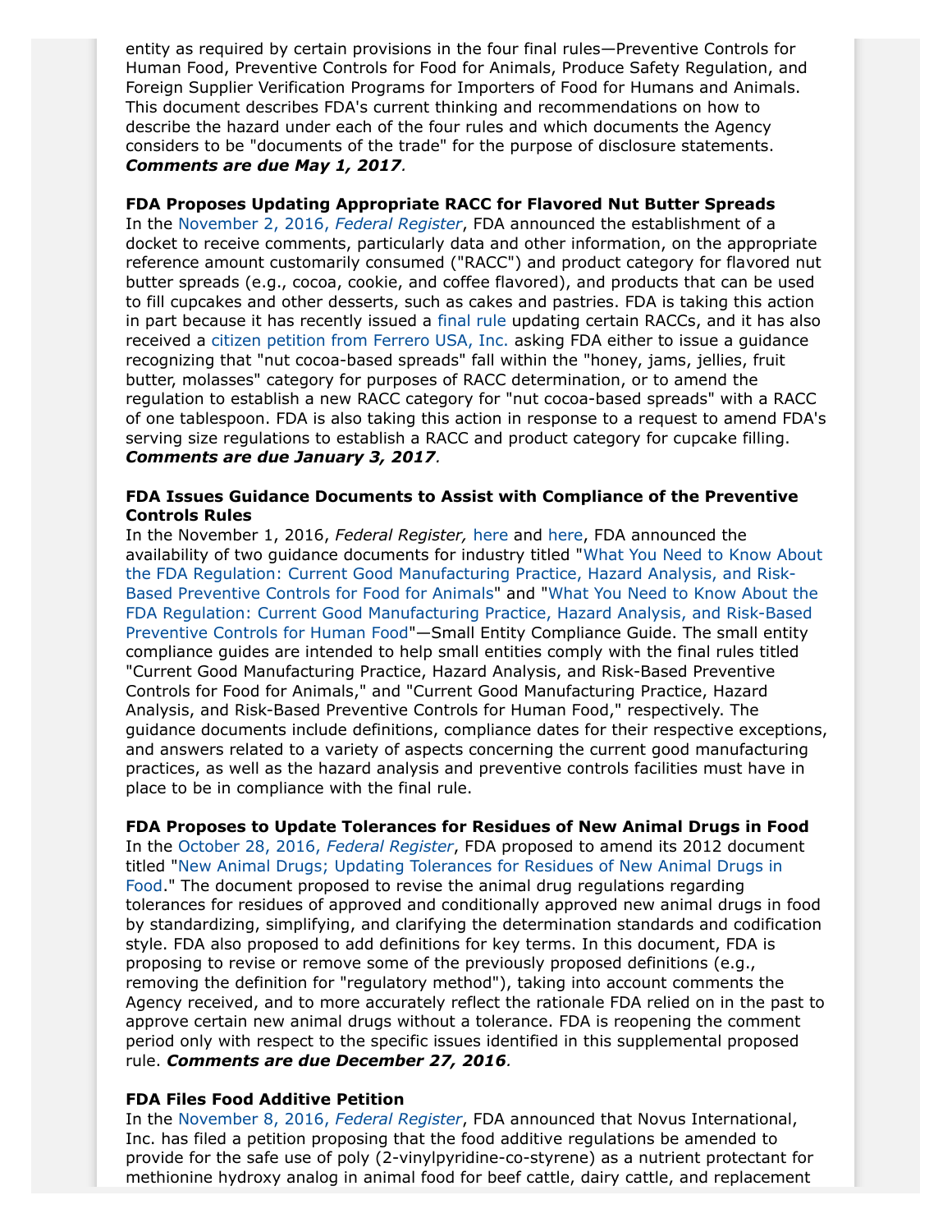entity as required by certain provisions in the four final rules—Preventive Controls for Human Food, Preventive Controls for Food for Animals, Produce Safety Regulation, and Foreign Supplier Verification Programs for Importers of Food for Humans and Animals. This document describes FDA's current thinking and recommendations on how to describe the hazard under each of the four rules and which documents the Agency considers to be "documents of the trade" for the purpose of disclosure statements. ***Comments are due May 1, 2017***.

**FDA Proposes Updating Appropriate RACC for Flavored Nut Butter Spreads**
In the November 2, 2016, *Federal Register*, FDA announced the establishment of a docket to receive comments, particularly data and other information, on the appropriate reference amount customarily consumed ("RACC") and product category for flavored nut butter spreads (e.g., cocoa, cookie, and coffee flavored), and products that can be used to fill cupcakes and other desserts, such as cakes and pastries. FDA is taking this action in part because it has recently issued a final rule updating certain RACCs, and it has also received a citizen petition from Ferrero USA, Inc. asking FDA either to issue a guidance recognizing that "nut cocoa-based spreads" fall within the "honey, jams, jellies, fruit butter, molasses" category for purposes of RACC determination, or to amend the regulation to establish a new RACC category for "nut cocoa-based spreads" with a RACC of one tablespoon. FDA is also taking this action in response to a request to amend FDA's serving size regulations to establish a RACC and product category for cupcake filling. ***Comments are due January 3, 2017***.

**FDA Issues Guidance Documents to Assist with Compliance of the Preventive Controls Rules**
In the November 1, 2016, *Federal Register,* here and here, FDA announced the availability of two guidance documents for industry titled "What You Need to Know About the FDA Regulation: Current Good Manufacturing Practice, Hazard Analysis, and Risk-Based Preventive Controls for Food for Animals" and "What You Need to Know About the FDA Regulation: Current Good Manufacturing Practice, Hazard Analysis, and Risk-Based Preventive Controls for Human Food"—Small Entity Compliance Guide. The small entity compliance guides are intended to help small entities comply with the final rules titled "Current Good Manufacturing Practice, Hazard Analysis, and Risk-Based Preventive Controls for Food for Animals," and "Current Good Manufacturing Practice, Hazard Analysis, and Risk-Based Preventive Controls for Human Food," respectively. The guidance documents include definitions, compliance dates for their respective exceptions, and answers related to a variety of aspects concerning the current good manufacturing practices, as well as the hazard analysis and preventive controls facilities must have in place to be in compliance with the final rule.

**FDA Proposes to Update Tolerances for Residues of New Animal Drugs in Food**
In the October 28, 2016, *Federal Register*, FDA proposed to amend its 2012 document titled "New Animal Drugs; Updating Tolerances for Residues of New Animal Drugs in Food." The document proposed to revise the animal drug regulations regarding tolerances for residues of approved and conditionally approved new animal drugs in food by standardizing, simplifying, and clarifying the determination standards and codification style. FDA also proposed to add definitions for key terms. In this document, FDA is proposing to revise or remove some of the previously proposed definitions (e.g., removing the definition for "regulatory method"), taking into account comments the Agency received, and to more accurately reflect the rationale FDA relied on in the past to approve certain new animal drugs without a tolerance. FDA is reopening the comment period only with respect to the specific issues identified in this supplemental proposed rule. ***Comments are due December 27, 2016***.

**FDA Files Food Additive Petition**
In the November 8, 2016, *Federal Register*, FDA announced that Novus International, Inc. has filed a petition proposing that the food additive regulations be amended to provide for the safe use of poly (2-vinylpyridine-co-styrene) as a nutrient protectant for methionine hydroxy analog in animal food for beef cattle, dairy cattle, and replacement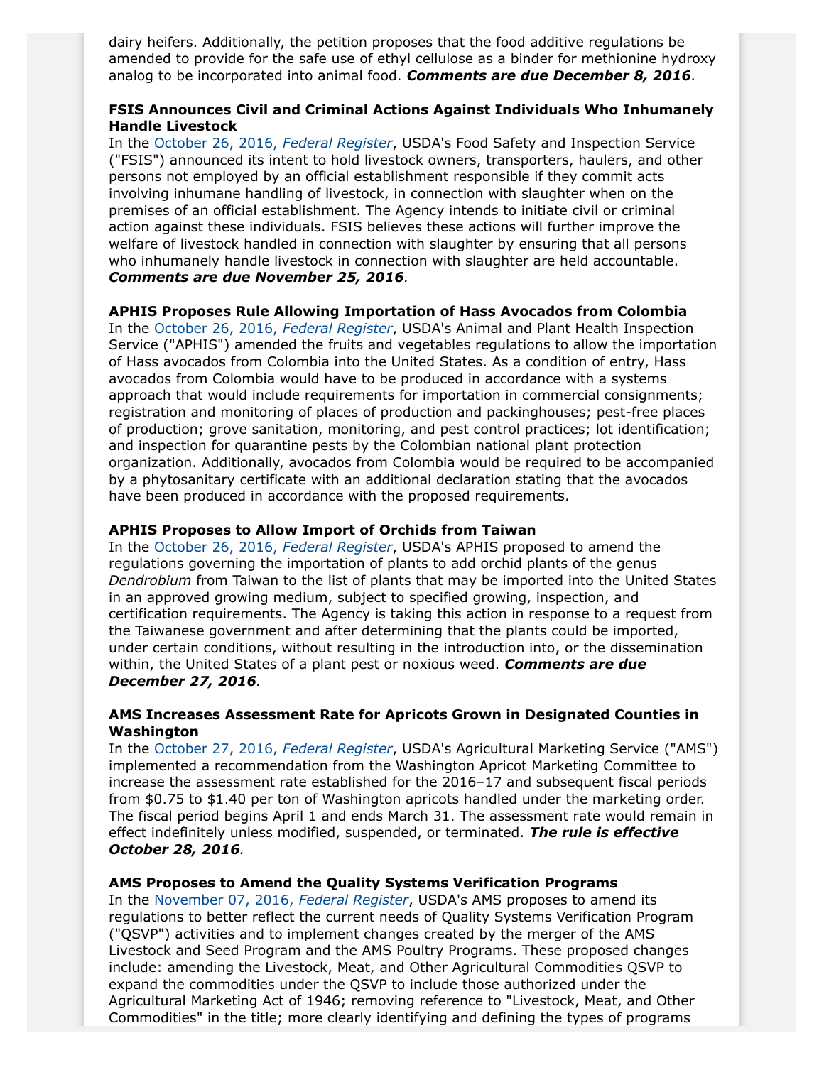dairy heifers. Additionally, the petition proposes that the food additive regulations be amended to provide for the safe use of ethyl cellulose as a binder for methionine hydroxy analog to be incorporated into animal food. ***Comments are due December 8, 2016***.

**FSIS Announces Civil and Criminal Actions Against Individuals Who Inhumanely Handle Livestock**
In the October 26, 2016, *Federal Register*, USDA's Food Safety and Inspection Service ("FSIS") announced its intent to hold livestock owners, transporters, haulers, and other persons not employed by an official establishment responsible if they commit acts involving inhumane handling of livestock, in connection with slaughter when on the premises of an official establishment. The Agency intends to initiate civil or criminal action against these individuals. FSIS believes these actions will further improve the welfare of livestock handled in connection with slaughter by ensuring that all persons who inhumanely handle livestock in connection with slaughter are held accountable. ***Comments are due November 25, 2016***.

**APHIS Proposes Rule Allowing Importation of Hass Avocados from Colombia**
In the October 26, 2016, *Federal Register*, USDA's Animal and Plant Health Inspection Service ("APHIS") amended the fruits and vegetables regulations to allow the importation of Hass avocados from Colombia into the United States. As a condition of entry, Hass avocados from Colombia would have to be produced in accordance with a systems approach that would include requirements for importation in commercial consignments; registration and monitoring of places of production and packinghouses; pest-free places of production; grove sanitation, monitoring, and pest control practices; lot identification; and inspection for quarantine pests by the Colombian national plant protection organization. Additionally, avocados from Colombia would be required to be accompanied by a phytosanitary certificate with an additional declaration stating that the avocados have been produced in accordance with the proposed requirements.

**APHIS Proposes to Allow Import of Orchids from Taiwan**
In the October 26, 2016, *Federal Register*, USDA's APHIS proposed to amend the regulations governing the importation of plants to add orchid plants of the genus *Dendrobium* from Taiwan to the list of plants that may be imported into the United States in an approved growing medium, subject to specified growing, inspection, and certification requirements. The Agency is taking this action in response to a request from the Taiwanese government and after determining that the plants could be imported, under certain conditions, without resulting in the introduction into, or the dissemination within, the United States of a plant pest or noxious weed. ***Comments are due December 27, 2016***.

**AMS Increases Assessment Rate for Apricots Grown in Designated Counties in Washington**
In the October 27, 2016, *Federal Register*, USDA's Agricultural Marketing Service ("AMS") implemented a recommendation from the Washington Apricot Marketing Committee to increase the assessment rate established for the 2016–17 and subsequent fiscal periods from $0.75 to $1.40 per ton of Washington apricots handled under the marketing order. The fiscal period begins April 1 and ends March 31. The assessment rate would remain in effect indefinitely unless modified, suspended, or terminated. ***The rule is effective October 28, 2016***.

**AMS Proposes to Amend the Quality Systems Verification Programs**
In the November 07, 2016, *Federal Register*, USDA's AMS proposes to amend its regulations to better reflect the current needs of Quality Systems Verification Program ("QSVP") activities and to implement changes created by the merger of the AMS Livestock and Seed Program and the AMS Poultry Programs. These proposed changes include: amending the Livestock, Meat, and Other Agricultural Commodities QSVP to expand the commodities under the QSVP to include those authorized under the Agricultural Marketing Act of 1946; removing reference to "Livestock, Meat, and Other Commodities" in the title; more clearly identifying and defining the types of programs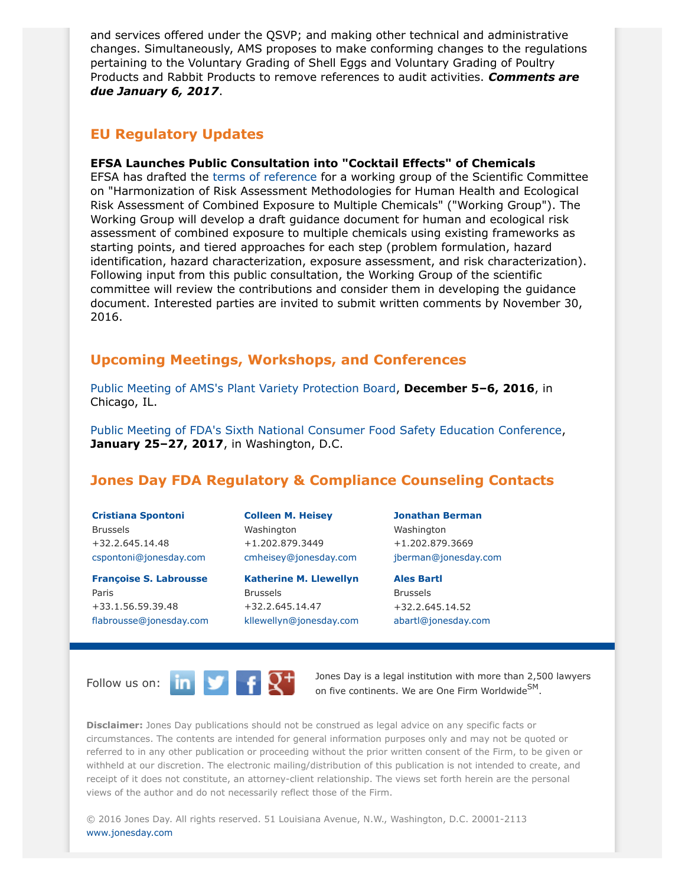and services offered under the QSVP; and making other technical and administrative changes. Simultaneously, AMS proposes to make conforming changes to the regulations pertaining to the Voluntary Grading of Shell Eggs and Voluntary Grading of Poultry Products and Rabbit Products to remove references to audit activities. ***Comments are due January 6, 2017***.

## EU Regulatory Updates

**EFSA Launches Public Consultation into "Cocktail Effects" of Chemicals**

EFSA has drafted the terms of reference for a working group of the Scientific Committee on "Harmonization of Risk Assessment Methodologies for Human Health and Ecological Risk Assessment of Combined Exposure to Multiple Chemicals" ("Working Group"). The Working Group will develop a draft guidance document for human and ecological risk assessment of combined exposure to multiple chemicals using existing frameworks as starting points, and tiered approaches for each step (problem formulation, hazard identification, hazard characterization, exposure assessment, and risk characterization). Following input from this public consultation, the Working Group of the scientific committee will review the contributions and consider them in developing the guidance document. Interested parties are invited to submit written comments by November 30, 2016.

## Upcoming Meetings, Workshops, and Conferences

Public Meeting of AMS's Plant Variety Protection Board, **December 5–6, 2016**, in Chicago, IL.

Public Meeting of FDA's Sixth National Consumer Food Safety Education Conference, **January 25–27, 2017**, in Washington, D.C.

## Jones Day FDA Regulatory & Compliance Counseling Contacts

**Cristiana Spontoni**
Brussels
+32.2.645.14.48
cspontoni@jonesday.com

**Colleen M. Heisey**
Washington
+1.202.879.3449
cmheisey@jonesday.com

**Jonathan Berman**
Washington
+1.202.879.3669
jberman@jonesday.com

**Françoise S. Labrousse**
Paris
+33.1.56.59.39.48
flabrousse@jonesday.com

**Katherine M. Llewellyn**
Brussels
+32.2.645.14.47
kllewellyn@jonesday.com

**Ales Bartl**
Brussels
+32.2.645.14.52
abartl@jonesday.com

Follow us on:

Jones Day is a legal institution with more than 2,500 lawyers on five continents. We are One Firm Worldwide[SM].

**Disclaimer:** Jones Day publications should not be construed as legal advice on any specific facts or circumstances. The contents are intended for general information purposes only and may not be quoted or referred to in any other publication or proceeding without the prior written consent of the Firm, to be given or withheld at our discretion. The electronic mailing/distribution of this publication is not intended to create, and receipt of it does not constitute, an attorney-client relationship. The views set forth herein are the personal views of the author and do not necessarily reflect those of the Firm.

© 2016 Jones Day. All rights reserved. 51 Louisiana Avenue, N.W., Washington, D.C. 20001-2113
www.jonesday.com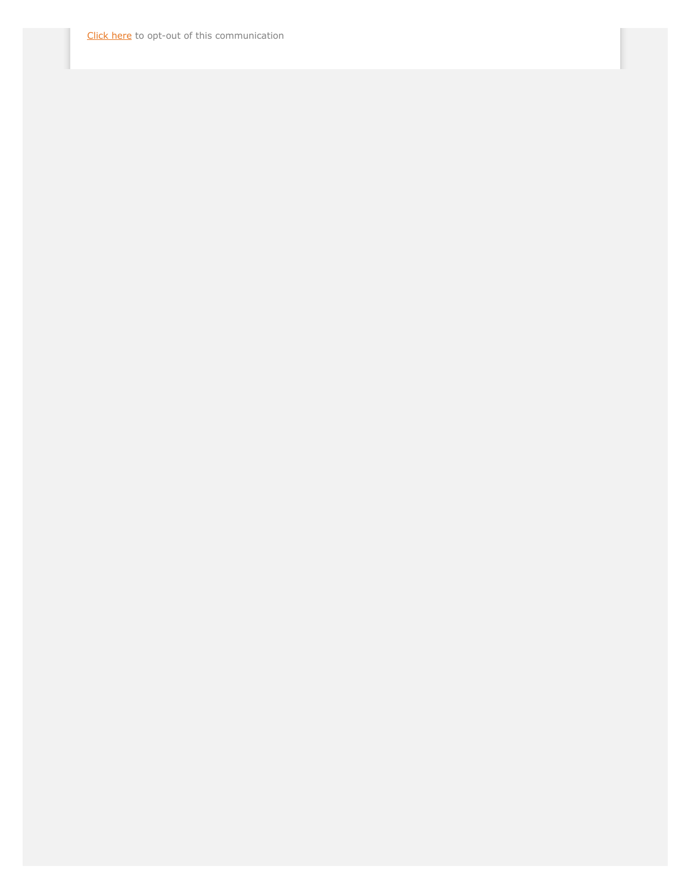Click here to opt-out of this communication